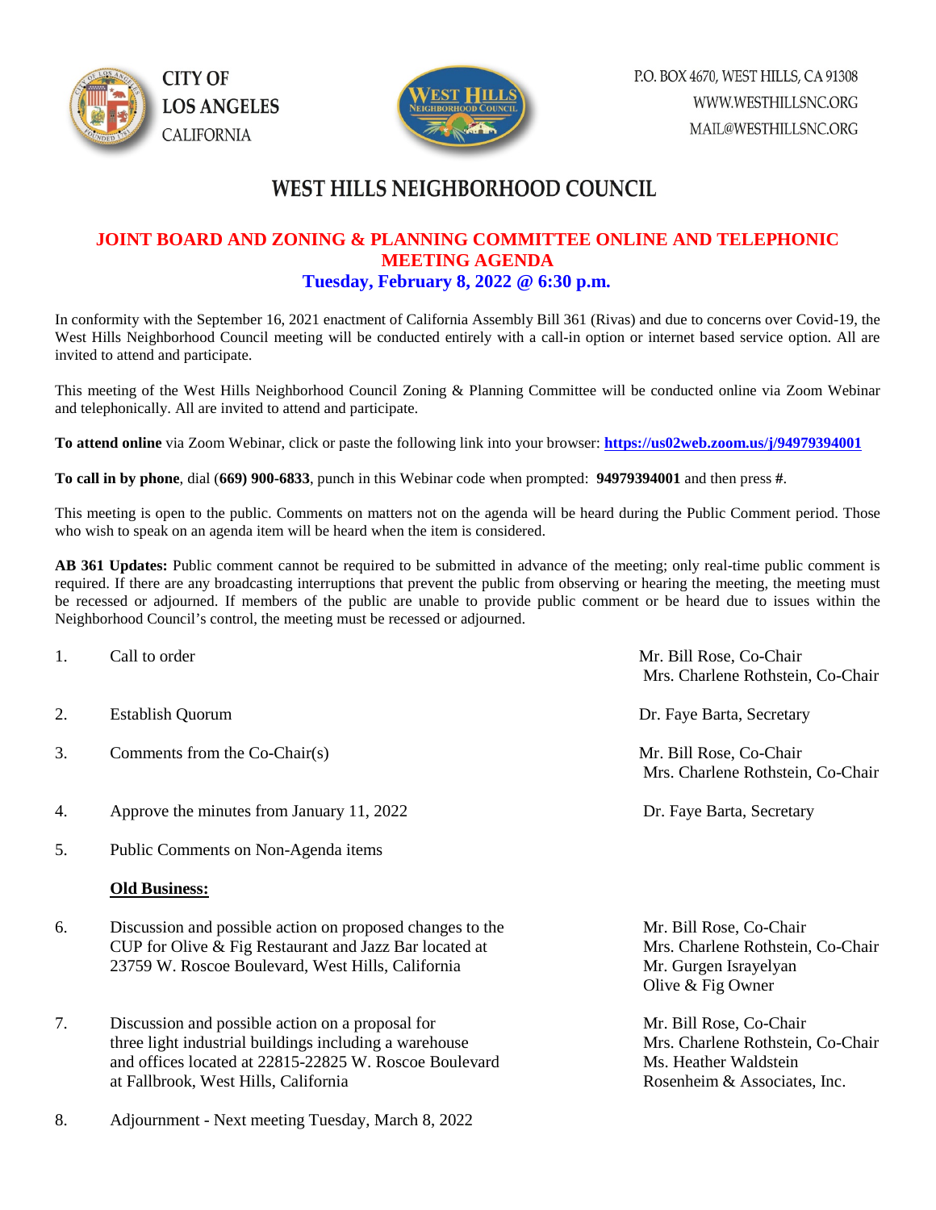CITY OF LOS ANGELES CALIFORNIA

P.O. BOX 4670, WEST HILLS, CA 91308
WWW.WESTHILLSNC.ORG
MAIL@WESTHILLSNC.ORG

# WEST HILLS NEIGHBORHOOD COUNCIL

## JOINT BOARD AND ZONING & PLANNING COMMITTEE ONLINE AND TELEPHONIC MEETING AGENDA

### Tuesday, February 8, 2022 @ 6:30 p.m.

In conformity with the September 16, 2021 enactment of California Assembly Bill 361 (Rivas) and due to concerns over Covid-19, the West Hills Neighborhood Council meeting will be conducted entirely with a call-in option or internet based service option. All are invited to attend and participate.

This meeting of the West Hills Neighborhood Council Zoning & Planning Committee will be conducted online via Zoom Webinar and telephonically. All are invited to attend and participate.

**To attend online** via Zoom Webinar, click or paste the following link into your browser: **https://us02web.zoom.us/j/94979394001**

**To call in by phone**, dial (**669) 900-6833**, punch in this Webinar code when prompted: **94979394001** and then press **#**.

This meeting is open to the public. Comments on matters not on the agenda will be heard during the Public Comment period. Those who wish to speak on an agenda item will be heard when the item is considered.

**AB 361 Updates:** Public comment cannot be required to be submitted in advance of the meeting; only real-time public comment is required. If there are any broadcasting interruptions that prevent the public from observing or hearing the meeting, the meeting must be recessed or adjourned. If members of the public are unable to provide public comment or be heard due to issues within the Neighborhood Council's control, the meeting must be recessed or adjourned.

1. Call to order — Mr. Bill Rose, Co-Chair; Mrs. Charlene Rothstein, Co-Chair

2. Establish Quorum — Dr. Faye Barta, Secretary

3. Comments from the Co-Chair(s) — Mr. Bill Rose, Co-Chair; Mrs. Charlene Rothstein, Co-Chair

4. Approve the minutes from January 11, 2022 — Dr. Faye Barta, Secretary

5. Public Comments on Non-Agenda items

**Old Business:**

6. Discussion and possible action on proposed changes to the CUP for Olive & Fig Restaurant and Jazz Bar located at 23759 W. Roscoe Boulevard, West Hills, California — Mr. Bill Rose, Co-Chair; Mrs. Charlene Rothstein, Co-Chair; Mr. Gurgen Israyelyan, Olive & Fig Owner

7. Discussion and possible action on a proposal for three light industrial buildings including a warehouse and offices located at 22815-22825 W. Roscoe Boulevard at Fallbrook, West Hills, California — Mr. Bill Rose, Co-Chair; Mrs. Charlene Rothstein, Co-Chair; Ms. Heather Waldstein, Rosenheim & Associates, Inc.

8. Adjournment - Next meeting Tuesday, March 8, 2022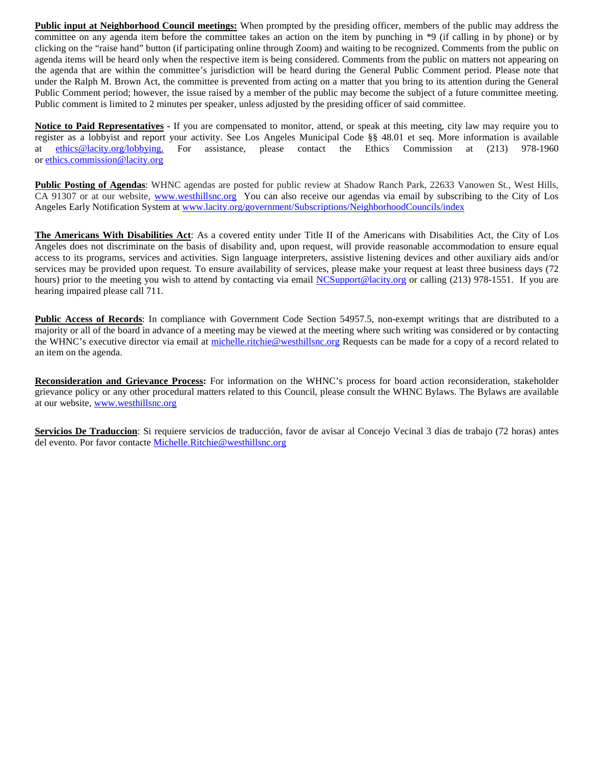**Public input at Neighborhood Council meetings:** When prompted by the presiding officer, members of the public may address the committee on any agenda item before the committee takes an action on the item by punching in *9 (if calling in by phone) or by clicking on the "raise hand" button (if participating online through Zoom) and waiting to be recognized. Comments from the public on agenda items will be heard only when the respective item is being considered. Comments from the public on matters not appearing on the agenda that are within the committee's jurisdiction will be heard during the General Public Comment period. Please note that under the Ralph M. Brown Act, the committee is prevented from acting on a matter that you bring to its attention during the General Public Comment period; however, the issue raised by a member of the public may become the subject of a future committee meeting. Public comment is limited to 2 minutes per speaker, unless adjusted by the presiding officer of said committee.

**Notice to Paid Representatives** - If you are compensated to monitor, attend, or speak at this meeting, city law may require you to register as a lobbyist and report your activity. See Los Angeles Municipal Code §§ 48.01 et seq. More information is available at ethics@lacity.org/lobbying. For assistance, please contact the Ethics Commission at (213) 978-1960 or ethics.commission@lacity.org

**Public Posting of Agendas**: WHNC agendas are posted for public review at Shadow Ranch Park, 22633 Vanowen St., West Hills, CA 91307 or at our website, www.westhillsnc.org You can also receive our agendas via email by subscribing to the City of Los Angeles Early Notification System at www.lacity.org/government/Subscriptions/NeighborhoodCouncils/index

**The Americans With Disabilities Act**: As a covered entity under Title II of the Americans with Disabilities Act, the City of Los Angeles does not discriminate on the basis of disability and, upon request, will provide reasonable accommodation to ensure equal access to its programs, services and activities. Sign language interpreters, assistive listening devices and other auxiliary aids and/or services may be provided upon request. To ensure availability of services, please make your request at least three business days (72 hours) prior to the meeting you wish to attend by contacting via email NCSupport@lacity.org or calling (213) 978-1551. If you are hearing impaired please call 711.

**Public Access of Records**: In compliance with Government Code Section 54957.5, non-exempt writings that are distributed to a majority or all of the board in advance of a meeting may be viewed at the meeting where such writing was considered or by contacting the WHNC's executive director via email at michelle.ritchie@westhillsnc.org Requests can be made for a copy of a record related to an item on the agenda.

**Reconsideration and Grievance Process:** For information on the WHNC's process for board action reconsideration, stakeholder grievance policy or any other procedural matters related to this Council, please consult the WHNC Bylaws. The Bylaws are available at our website, www.westhillsnc.org

**Servicios De Traduccion**: Si requiere servicios de traducción, favor de avisar al Concejo Vecinal 3 días de trabajo (72 horas) antes del evento. Por favor contacte Michelle.Ritchie@westhillsnc.org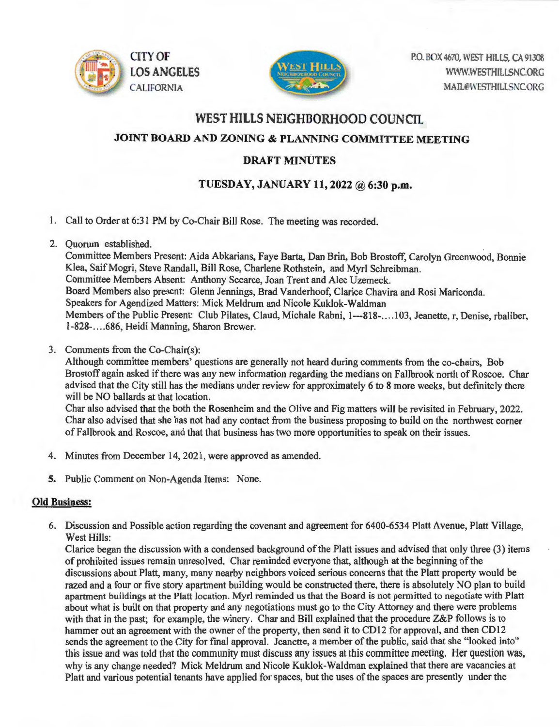CITY OF
LOS ANGELES
CALIFORNIA

P.O. BOX 4670, WEST HILLS, CA 91308
WWW.WESTHILLSNC.ORG
MAIL@WESTHILLSNC.ORG

# WEST HILLS NEIGHBORHOOD COUNCIL

## JOINT BOARD AND ZONING & PLANNING COMMITTEE MEETING

## DRAFT MINUTES

## TUESDAY, JANUARY 11, 2022 @ 6:30 p.m.

1. Call to Order at 6:31 PM by Co-Chair Bill Rose. The meeting was recorded.

2. Quorum established.
   Committee Members Present: Aida Abkarians, Faye Barta, Dan Brin, Bob Brostoff, Carolyn Greenwood, Bonnie Klea, Saif Mogri, Steve Randall, Bill Rose, Charlene Rothstein, and Myrl Schreibman.
   Committee Members Absent: Anthony Scearce, Joan Trent and Alec Uzemeck.
   Board Members also present: Glenn Jennings, Brad Vanderhoof, Clarice Chavira and Rosi Mariconda.
   Speakers for Agendized Matters: Mick Meldrum and Nicole Kuklok-Waldman
   Members of the Public Present: Club Pilates, Claud, Michale Rabni, 1---818-....103, Jeanette, r, Denise, rbaliber, 1-828-....686, Heidi Manning, Sharon Brewer.

3. Comments from the Co-Chair(s):
   Although committee members' questions are generally not heard during comments from the co-chairs, Bob Brostoff again asked if there was any new information regarding the medians on Fallbrook north of Roscoe. Char advised that the City still has the medians under review for approximately 6 to 8 more weeks, but definitely there will be NO ballards at that location.
   Char also advised that the both the Rosenheim and the Olive and Fig matters will be revisited in February, 2022. Char also advised that she has not had any contact from the business proposing to build on the northwest corner of Fallbrook and Roscoe, and that that business has two more opportunities to speak on their issues.

4. Minutes from December 14, 2021, were approved as amended.

5. Public Comment on Non-Agenda Items: None.

**Old Business:**

6. Discussion and Possible action regarding the covenant and agreement for 6400-6534 Platt Avenue, Platt Village, West Hills:
   Clarice began the discussion with a condensed background of the Platt issues and advised that only three (3) items of prohibited issues remain unresolved. Char reminded everyone that, although at the beginning of the discussions about Platt, many, many nearby neighbors voiced serious concerns that the Platt property would be razed and a four or five story apartment building would be constructed there, there is absolutely NO plan to build apartment buildings at the Platt location. Myrl reminded us that the Board is not permitted to negotiate with Platt about what is built on that property and any negotiations must go to the City Attorney and there were problems with that in the past; for example, the winery. Char and Bill explained that the procedure Z&P follows is to hammer out an agreement with the owner of the property, then send it to CD12 for approval, and then CD12 sends the agreement to the City for final approval. Jeanette, a member of the public, said that she "looked into" this issue and was told that the community must discuss any issues at this committee meeting. Her question was, why is any change needed? Mick Meldrum and Nicole Kuklok-Waldman explained that there are vacancies at Platt and various potential tenants have applied for spaces, but the uses of the spaces are presently under the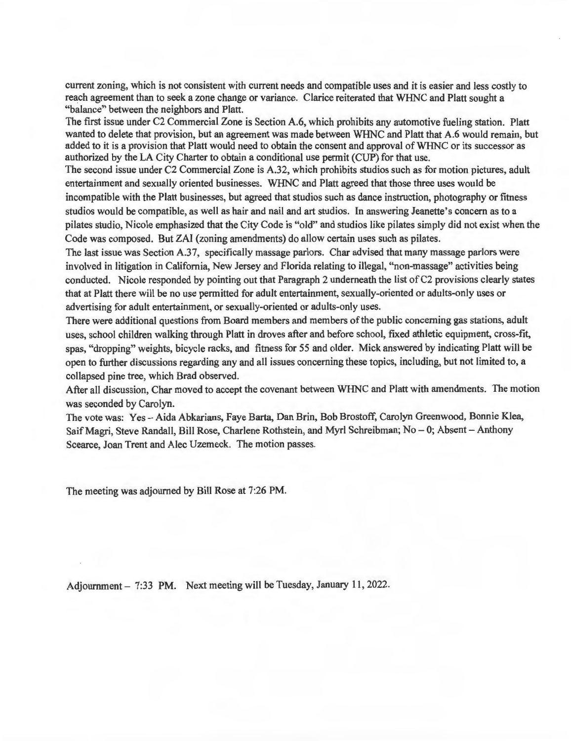current zoning, which is not consistent with current needs and compatible uses and it is easier and less costly to reach agreement than to seek a zone change or variance. Clarice reiterated that WHNC and Platt sought a "balance" between the neighbors and Platt.

The first issue under C2 Commercial Zone is Section A.6, which prohibits any automotive fueling station. Platt wanted to delete that provision, but an agreement was made between WHNC and Platt that A.6 would remain, but added to it is a provision that Platt would need to obtain the consent and approval of WHNC or its successor as authorized by the LA City Charter to obtain a conditional use permit (CUP) for that use.

The second issue under C2 Commercial Zone is A.32, which prohibits studios such as for motion pictures, adult entertainment and sexually oriented businesses. WHNC and Platt agreed that those three uses would be incompatible with the Platt businesses, but agreed that studios such as dance instruction, photography or fitness studios would be compatible, as well as hair and nail and art studios. In answering Jeanette's concern as to a pilates studio, Nicole emphasized that the City Code is "old" and studios like pilates simply did not exist when the Code was composed. But ZAI (zoning amendments) do allow certain uses such as pilates.

The last issue was Section A.37, specifically massage parlors. Char advised that many massage parlors were involved in litigation in California, New Jersey and Florida relating to illegal, "non-massage" activities being conducted. Nicole responded by pointing out that Paragraph 2 underneath the list of C2 provisions clearly states that at Platt there will be no use permitted for adult entertainment, sexually-oriented or adults-only uses or advertising for adult entertainment, or sexually-oriented or adults-only uses.

There were additional questions from Board members and members of the public concerning gas stations, adult uses, school children walking through Platt in droves after and before school, fixed athletic equipment, cross-fit, spas, "dropping" weights, bicycle racks, and fitness for 55 and older. Mick answered by indicating Platt will be open to further discussions regarding any and all issues concerning these topics, including, but not limited to, a collapsed pine tree, which Brad observed.

After all discussion, Char moved to accept the covenant between WHNC and Platt with amendments. The motion was seconded by Carolyn.

The vote was: Yes – Aida Abkarians, Faye Barta, Dan Brin, Bob Brostoff, Carolyn Greenwood, Bonnie Klea, Saif Magri, Steve Randall, Bill Rose, Charlene Rothstein, and Myrl Schreibman; No – 0; Absent – Anthony Scearce, Joan Trent and Alec Uzemeck. The motion passes.

The meeting was adjourned by Bill Rose at 7:26 PM.

Adjournment – 7:33 PM. Next meeting will be Tuesday, January 11, 2022.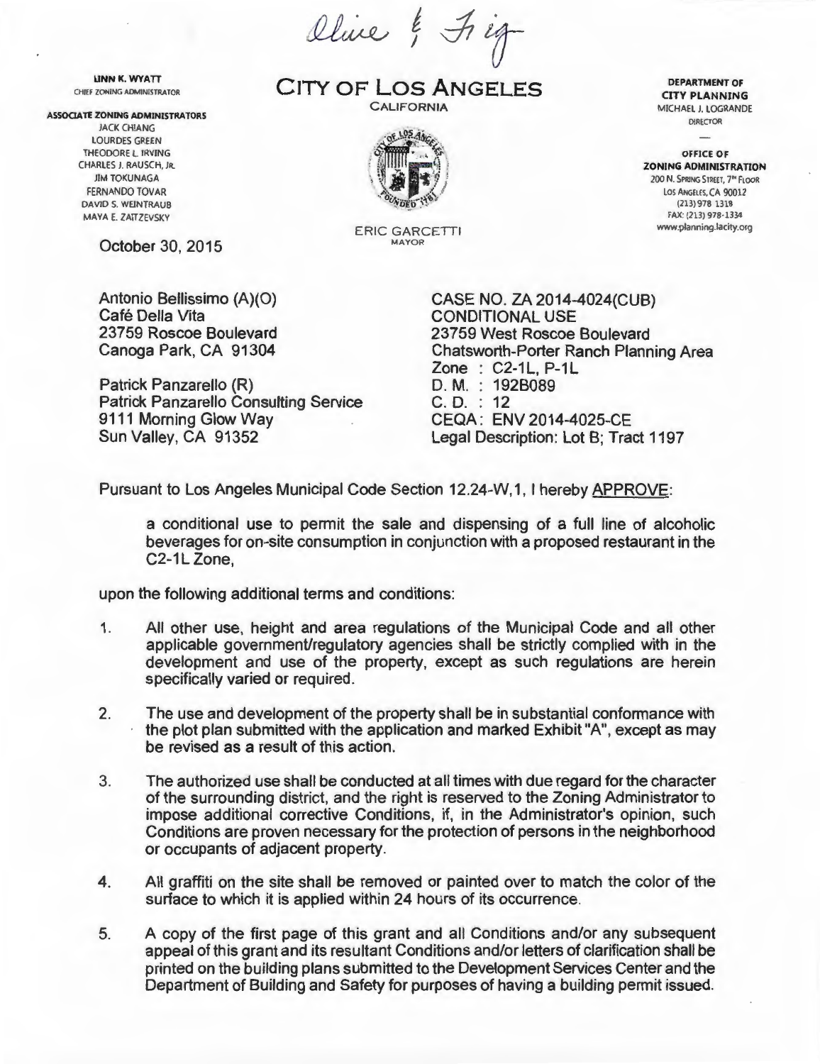Olive & Fig

**LINN K. WYATT**
CHIEF ZONING ADMINISTRATOR

**ASSOCIATE ZONING ADMINISTRATORS**
JACK CHIANG
LOURDES GREEN
THEODORE L. IRVING
CHARLES J. RAUSCH, JR.
JIM TOKUNAGA
FERNANDO TOVAR
DAVID S. WEINTRAUB
MAYA E. ZAITZEVSKY

# CITY OF LOS ANGELES

CALIFORNIA

ERIC GARCETTI
MAYOR

**DEPARTMENT OF CITY PLANNING**
MICHAEL J. LOGRANDE
DIRECTOR

**OFFICE OF ZONING ADMINISTRATION**
200 N. SPRING STREET, 7TH FLOOR
LOS ANGELES, CA 90012
(213) 978 1318
FAX: (213) 978-1334
www.planning.lacity.org

October 30, 2015

Antonio Bellissimo (A)(O)
Café Della Vita
23759 Roscoe Boulevard
Canoga Park, CA 91304

Patrick Panzarello (R)
Patrick Panzarello Consulting Service
9111 Morning Glow Way
Sun Valley, CA 91352

CASE NO. ZA 2014-4024(CUB)
CONDITIONAL USE
23759 West Roscoe Boulevard
Chatsworth-Porter Ranch Planning Area
Zone : C2-1L, P-1L
D. M. : 192B089
C. D. : 12
CEQA: ENV 2014-4025-CE
Legal Description: Lot B; Tract 1197

Pursuant to Los Angeles Municipal Code Section 12.24-W,1, I hereby APPROVE:

a conditional use to permit the sale and dispensing of a full line of alcoholic beverages for on-site consumption in conjunction with a proposed restaurant in the C2-1L Zone,

upon the following additional terms and conditions:

1. All other use, height and area regulations of the Municipal Code and all other applicable government/regulatory agencies shall be strictly complied with in the development and use of the property, except as such regulations are herein specifically varied or required.

2. The use and development of the property shall be in substantial conformance with the plot plan submitted with the application and marked Exhibit "A", except as may be revised as a result of this action.

3. The authorized use shall be conducted at all times with due regard for the character of the surrounding district, and the right is reserved to the Zoning Administrator to impose additional corrective Conditions, if, in the Administrator's opinion, such Conditions are proven necessary for the protection of persons in the neighborhood or occupants of adjacent property.

4. All graffiti on the site shall be removed or painted over to match the color of the surface to which it is applied within 24 hours of its occurrence.

5. A copy of the first page of this grant and all Conditions and/or any subsequent appeal of this grant and its resultant Conditions and/or letters of clarification shall be printed on the building plans submitted to the Development Services Center and the Department of Building and Safety for purposes of having a building permit issued.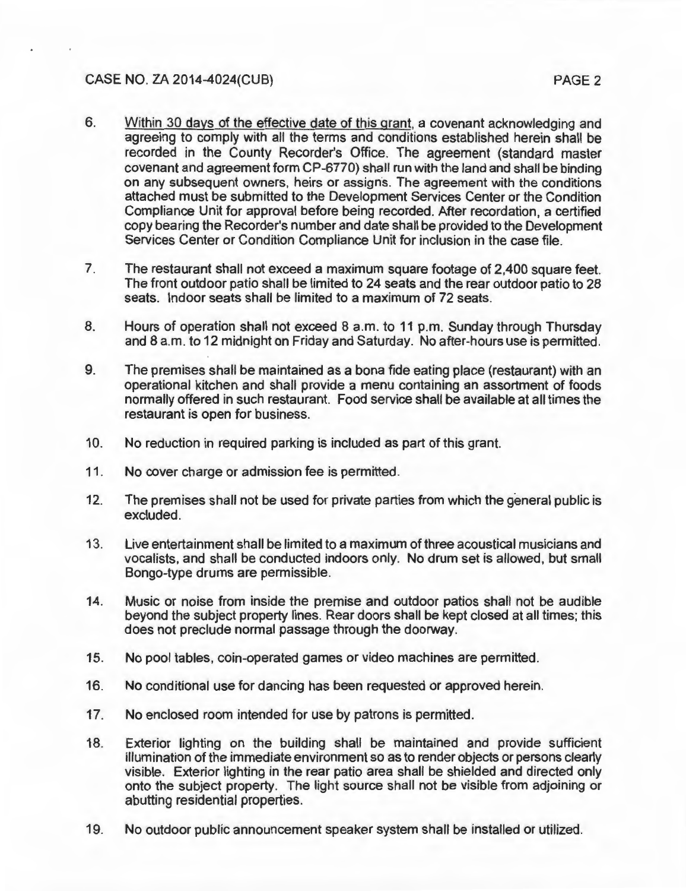6. <u>Within 30 days of the effective date of this grant</u>, a covenant acknowledging and agreeing to comply with all the terms and conditions established herein shall be recorded in the County Recorder's Office. The agreement (standard master covenant and agreement form CP-6770) shall run with the land and shall be binding on any subsequent owners, heirs or assigns. The agreement with the conditions attached must be submitted to the Development Services Center or the Condition Compliance Unit for approval before being recorded. After recordation, a certified copy bearing the Recorder's number and date shall be provided to the Development Services Center or Condition Compliance Unit for inclusion in the case file.

7. The restaurant shall not exceed a maximum square footage of 2,400 square feet. The front outdoor patio shall be limited to 24 seats and the rear outdoor patio to 28 seats. Indoor seats shall be limited to a maximum of 72 seats.

8. Hours of operation shall not exceed 8 a.m. to 11 p.m. Sunday through Thursday and 8 a.m. to 12 midnight on Friday and Saturday. No after-hours use is permitted.

9. The premises shall be maintained as a bona fide eating place (restaurant) with an operational kitchen and shall provide a menu containing an assortment of foods normally offered in such restaurant. Food service shall be available at all times the restaurant is open for business.

10. No reduction in required parking is included as part of this grant.

11. No cover charge or admission fee is permitted.

12. The premises shall not be used for private parties from which the general public is excluded.

13. Live entertainment shall be limited to a maximum of three acoustical musicians and vocalists, and shall be conducted indoors only. No drum set is allowed, but small Bongo-type drums are permissible.

14. Music or noise from inside the premise and outdoor patios shall not be audible beyond the subject property lines. Rear doors shall be kept closed at all times; this does not preclude normal passage through the doorway.

15. No pool tables, coin-operated games or video machines are permitted.

16. No conditional use for dancing has been requested or approved herein.

17. No enclosed room intended for use by patrons is permitted.

18. Exterior lighting on the building shall be maintained and provide sufficient illumination of the immediate environment so as to render objects or persons clearly visible. Exterior lighting in the rear patio area shall be shielded and directed only onto the subject property. The light source shall not be visible from adjoining or abutting residential properties.

19. No outdoor public announcement speaker system shall be installed or utilized.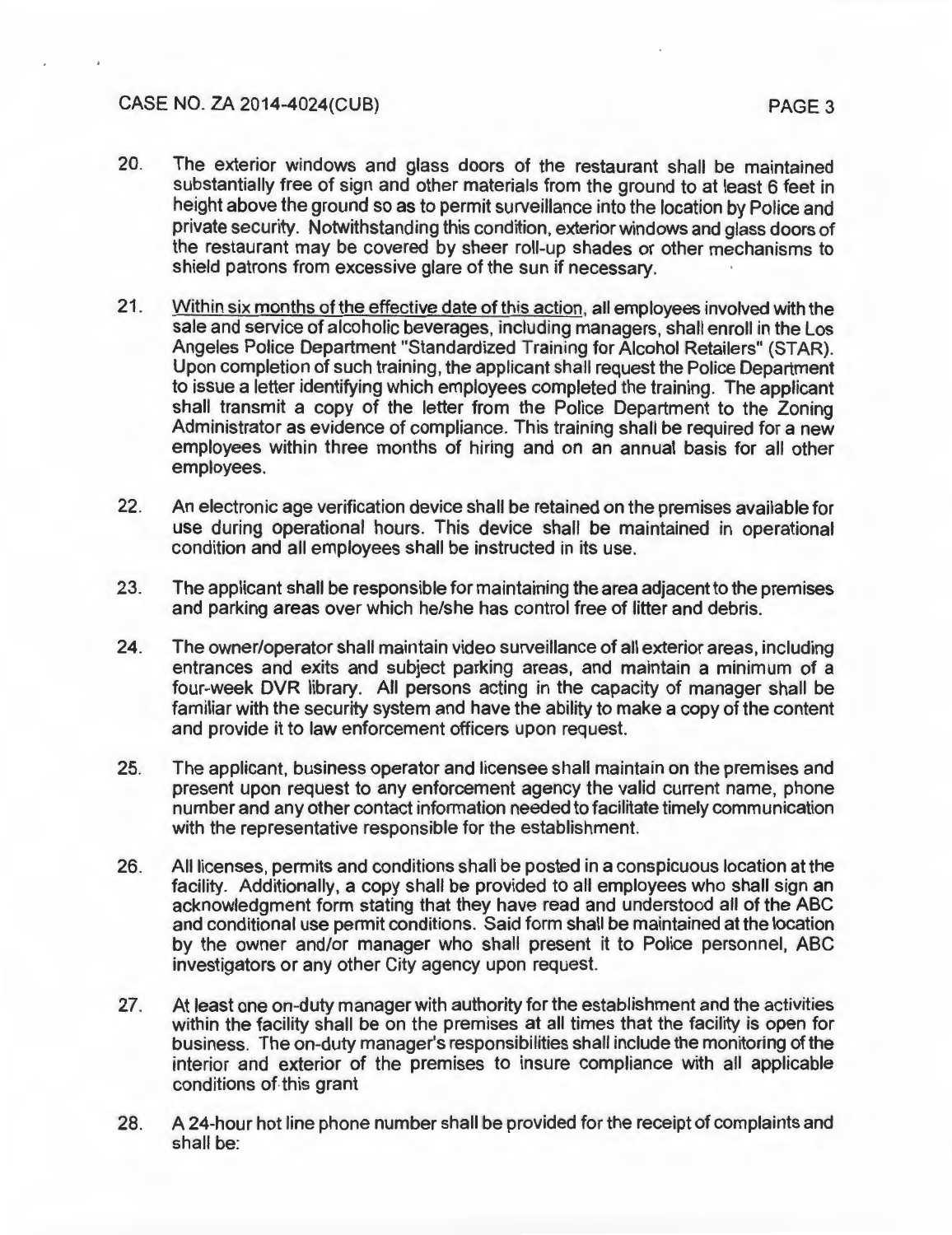20. The exterior windows and glass doors of the restaurant shall be maintained substantially free of sign and other materials from the ground to at least 6 feet in height above the ground so as to permit surveillance into the location by Police and private security. Notwithstanding this condition, exterior windows and glass doors of the restaurant may be covered by sheer roll-up shades or other mechanisms to shield patrons from excessive glare of the sun if necessary.

21. <u>Within six months of the effective date of this action</u>, all employees involved with the sale and service of alcoholic beverages, including managers, shall enroll in the Los Angeles Police Department "Standardized Training for Alcohol Retailers" (STAR). Upon completion of such training, the applicant shall request the Police Department to issue a letter identifying which employees completed the training. The applicant shall transmit a copy of the letter from the Police Department to the Zoning Administrator as evidence of compliance. This training shall be required for a new employees within three months of hiring and on an annual basis for all other employees.

22. An electronic age verification device shall be retained on the premises available for use during operational hours. This device shall be maintained in operational condition and all employees shall be instructed in its use.

23. The applicant shall be responsible for maintaining the area adjacent to the premises and parking areas over which he/she has control free of litter and debris.

24. The owner/operator shall maintain video surveillance of all exterior areas, including entrances and exits and subject parking areas, and maintain a minimum of a four-week DVR library. All persons acting in the capacity of manager shall be familiar with the security system and have the ability to make a copy of the content and provide it to law enforcement officers upon request.

25. The applicant, business operator and licensee shall maintain on the premises and present upon request to any enforcement agency the valid current name, phone number and any other contact information needed to facilitate timely communication with the representative responsible for the establishment.

26. All licenses, permits and conditions shall be posted in a conspicuous location at the facility. Additionally, a copy shall be provided to all employees who shall sign an acknowledgment form stating that they have read and understood all of the ABC and conditional use permit conditions. Said form shall be maintained at the location by the owner and/or manager who shall present it to Police personnel, ABC investigators or any other City agency upon request.

27. At least one on-duty manager with authority for the establishment and the activities within the facility shall be on the premises at all times that the facility is open for business. The on-duty manager's responsibilities shall include the monitoring of the interior and exterior of the premises to insure compliance with all applicable conditions of this grant

28. A 24-hour hot line phone number shall be provided for the receipt of complaints and shall be: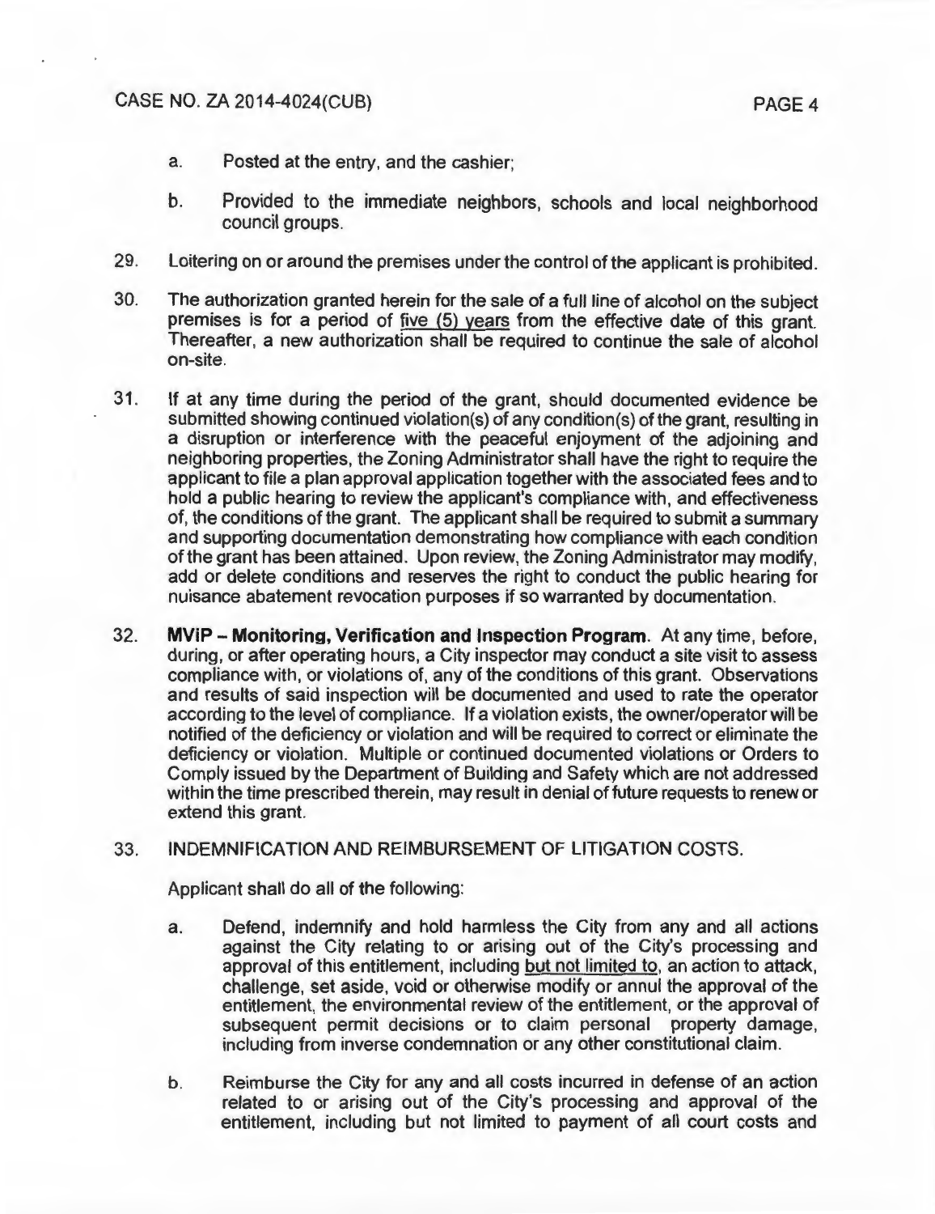a. Posted at the entry, and the cashier;

b. Provided to the immediate neighbors, schools and local neighborhood council groups.

29. Loitering on or around the premises under the control of the applicant is prohibited.

30. The authorization granted herein for the sale of a full line of alcohol on the subject premises is for a period of five (5) years from the effective date of this grant. Thereafter, a new authorization shall be required to continue the sale of alcohol on-site.

31. If at any time during the period of the grant, should documented evidence be submitted showing continued violation(s) of any condition(s) of the grant, resulting in a disruption or interference with the peaceful enjoyment of the adjoining and neighboring properties, the Zoning Administrator shall have the right to require the applicant to file a plan approval application together with the associated fees and to hold a public hearing to review the applicant's compliance with, and effectiveness of, the conditions of the grant. The applicant shall be required to submit a summary and supporting documentation demonstrating how compliance with each condition of the grant has been attained. Upon review, the Zoning Administrator may modify, add or delete conditions and reserves the right to conduct the public hearing for nuisance abatement revocation purposes if so warranted by documentation.

32. **MViP – Monitoring, Verification and Inspection Program.** At any time, before, during, or after operating hours, a City inspector may conduct a site visit to assess compliance with, or violations of, any of the conditions of this grant. Observations and results of said inspection will be documented and used to rate the operator according to the level of compliance. If a violation exists, the owner/operator will be notified of the deficiency or violation and will be required to correct or eliminate the deficiency or violation. Multiple or continued documented violations or Orders to Comply issued by the Department of Building and Safety which are not addressed within the time prescribed therein, may result in denial of future requests to renew or extend this grant.

33. INDEMNIFICATION AND REIMBURSEMENT OF LITIGATION COSTS.

    Applicant shall do all of the following:

    a. Defend, indemnify and hold harmless the City from any and all actions against the City relating to or arising out of the City's processing and approval of this entitlement, including but not limited to, an action to attack, challenge, set aside, void or otherwise modify or annul the approval of the entitlement, the environmental review of the entitlement, or the approval of subsequent permit decisions or to claim personal property damage, including from inverse condemnation or any other constitutional claim.

    b. Reimburse the City for any and all costs incurred in defense of an action related to or arising out of the City's processing and approval of the entitlement, including but not limited to payment of all court costs and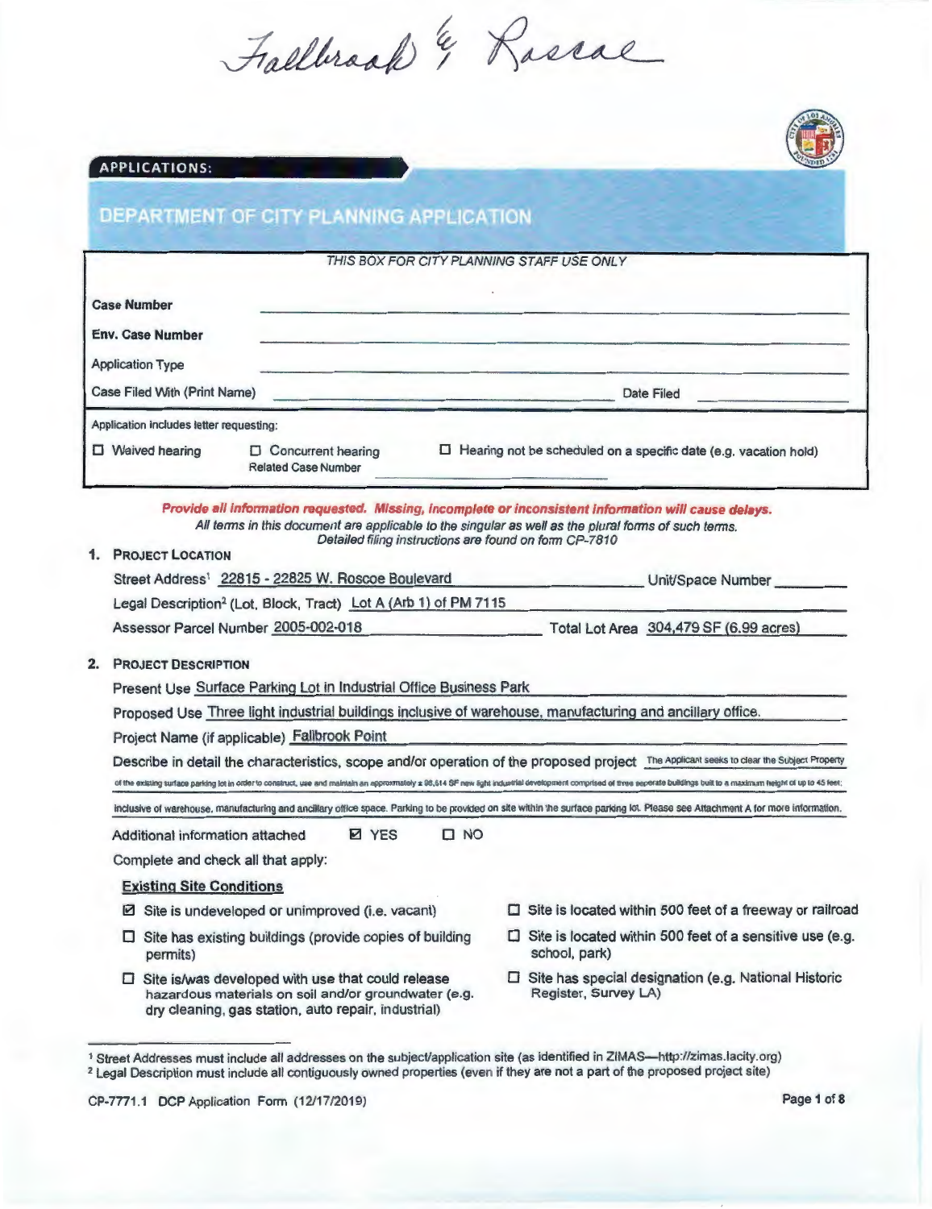Fallbrook & Roscoe

**APPLICATIONS:**

# DEPARTMENT OF CITY PLANNING APPLICATION

*THIS BOX FOR CITY PLANNING STAFF USE ONLY*

**Case Number** \_\_\_\_\_\_\_\_\_\_\_\_\_\_\_\_\_\_\_\_

**Env. Case Number** \_\_\_\_\_\_\_\_\_\_\_\_\_\_\_\_\_\_\_\_

Application Type \_\_\_\_\_\_\_\_\_\_\_\_\_\_\_\_\_\_\_\_

Case Filed With (Print Name) \_\_\_\_\_\_\_\_\_\_\_\_\_\_\_\_\_\_\_\_ Date Filed \_\_\_\_\_\_\_\_\_\_

Application includes letter requesting:

☐ Waived hearing ☐ Concurrent hearing ☐ Hearing not be scheduled on a specific date (e.g. vacation hold)

Related Case Number \_\_\_\_\_\_\_\_\_\_

***Provide all information requested. Missing, incomplete or inconsistent information will cause delays.***

*All terms in this document are applicable to the singular as well as the plural forms of such terms.*

*Detailed filing instructions are found on form CP-7810*

## 1. PROJECT LOCATION

Street Address[1] 22815 - 22825 W. Roscoe Boulevard Unit/Space Number \_\_\_\_\_\_

Legal Description[2] (Lot, Block, Tract) Lot A (Arb 1) of PM 7115

Assessor Parcel Number 2005-002-018 Total Lot Area 304,479 SF (6.99 acres)

## 2. PROJECT DESCRIPTION

Present Use Surface Parking Lot in Industrial Office Business Park

Proposed Use Three light industrial buildings inclusive of warehouse, manufacturing and ancillary office.

Project Name (if applicable) Fallbrook Point

Describe in detail the characteristics, scope and/or operation of the proposed project The Applicant seeks to clear the Subject Property of the existing surface parking lot in order to construct, use and maintain an approximately ± 96,514 SF new light industrial development comprised of three seperate buildings built to a maximum height of up to 45 feet; inclusive of warehouse, manufacturing and ancillary office space. Parking to be provided on site within the surface parking lot. Please see Attachment A for more information.

Additional information attached ☑ YES ☐ NO

Complete and check all that apply:

**Existing Site Conditions**

☑ Site is undeveloped or unimproved (i.e. vacant)

☐ Site has existing buildings (provide copies of building permits)

☐ Site is/was developed with use that could release hazardous materials on soil and/or groundwater (e.g. dry cleaning, gas station, auto repair, industrial)

☐ Site is located within 500 feet of a freeway or railroad

☐ Site is located within 500 feet of a sensitive use (e.g. school, park)

☐ Site has special designation (e.g. National Historic Register, Survey LA)

---

[1] Street Addresses must include all addresses on the subject/application site (as identified in ZIMAS—http://zimas.lacity.org)

[2] Legal Description must include all contiguously owned properties (even if they are not a part of the proposed project site)

CP-7771.1 DCP Application Form (12/17/2019)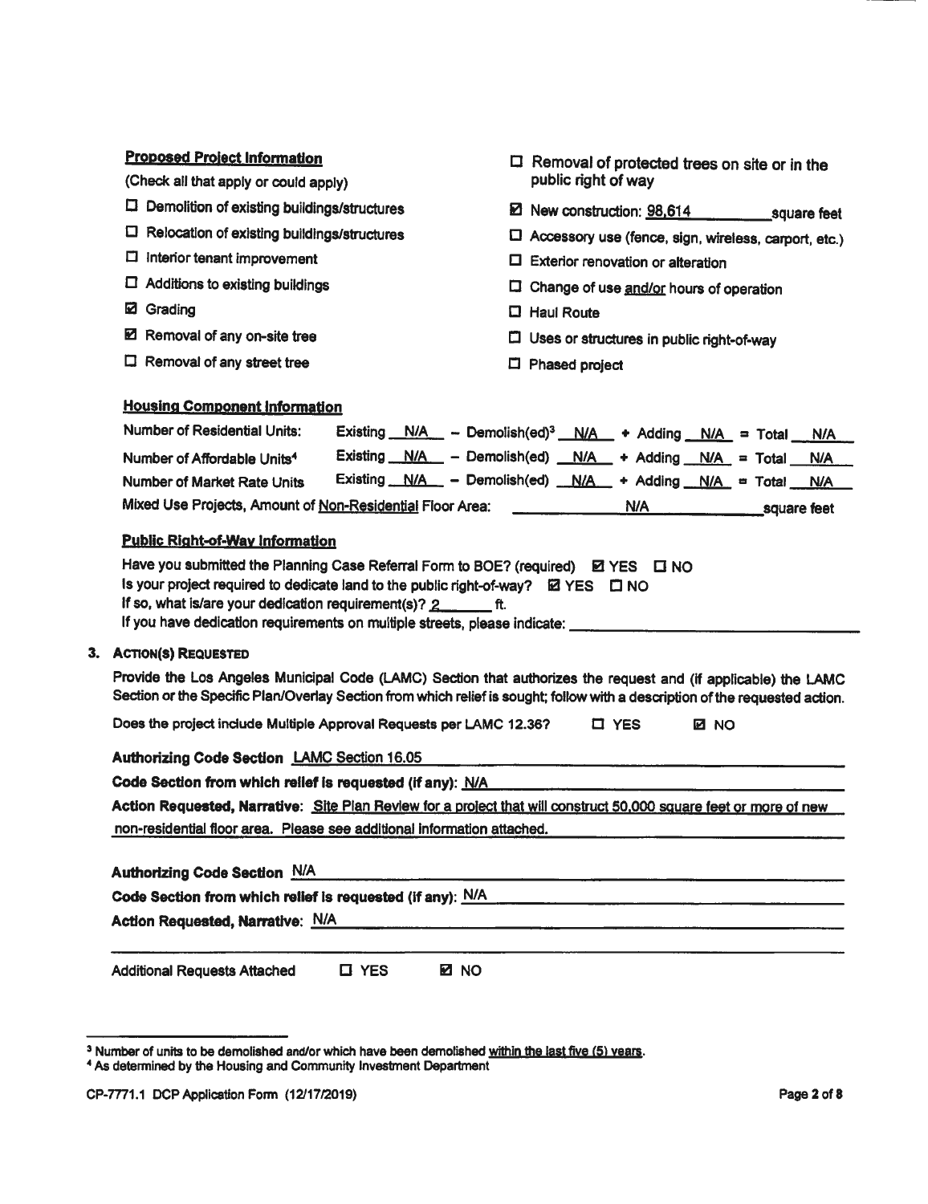**Proposed Project Information**

(Check all that apply or could apply)

- ☐ Demolition of existing buildings/structures
- ☐ Relocation of existing buildings/structures
- ☐ Interior tenant improvement
- ☐ Additions to existing buildings
- ☑ Grading
- ☑ Removal of any on-site tree
- ☐ Removal of any street tree
- ☐ Removal of protected trees on site or in the public right of way
- ☑ New construction: 98,614 square feet
- ☐ Accessory use (fence, sign, wireless, carport, etc.)
- ☐ Exterior renovation or alteration
- ☐ Change of use and/or hours of operation
- ☐ Haul Route
- ☐ Uses or structures in public right-of-way
- ☐ Phased project

**Housing Component Information**

| | Existing | – Demolish(ed)[3] | + Adding | = Total |
|---|---|---|---|---|
| Number of Residential Units: | N/A | N/A | N/A | N/A |
| Number of Affordable Units[4] | N/A | N/A | N/A | N/A |
| Number of Market Rate Units | N/A | N/A | N/A | N/A |

Mixed Use Projects, Amount of Non-Residential Floor Area: N/A square feet

**Public Right-of-Way Information**

Have you submitted the Planning Case Referral Form to BOE? (required) ☑ YES ☐ NO

Is your project required to dedicate land to the public right-of-way? ☑ YES ☐ NO

If so, what is/are your dedication requirement(s)? 2 ft.

If you have dedication requirements on multiple streets, please indicate: ______

**3. ACTION(S) REQUESTED**

Provide the Los Angeles Municipal Code (LAMC) Section that authorizes the request and (if applicable) the LAMC Section or the Specific Plan/Overlay Section from which relief is sought; follow with a description of the requested action.

Does the project include Multiple Approval Requests per LAMC 12.36? ☐ YES ☑ NO

**Authorizing Code Section** LAMC Section 16.05

**Code Section from which relief is requested (if any):** N/A

**Action Requested, Narrative:** Site Plan Review for a project that will construct 50,000 square feet or more of new non-residential floor area. Please see additional information attached.

**Authorizing Code Section** N/A

**Code Section from which relief is requested (if any):** N/A

**Action Requested, Narrative:** N/A

Additional Requests Attached ☐ YES ☑ NO

[3] Number of units to be demolished and/or which have been demolished within the last five (5) years.

[4] As determined by the Housing and Community Investment Department

CP-7771.1 DCP Application Form (12/17/2019)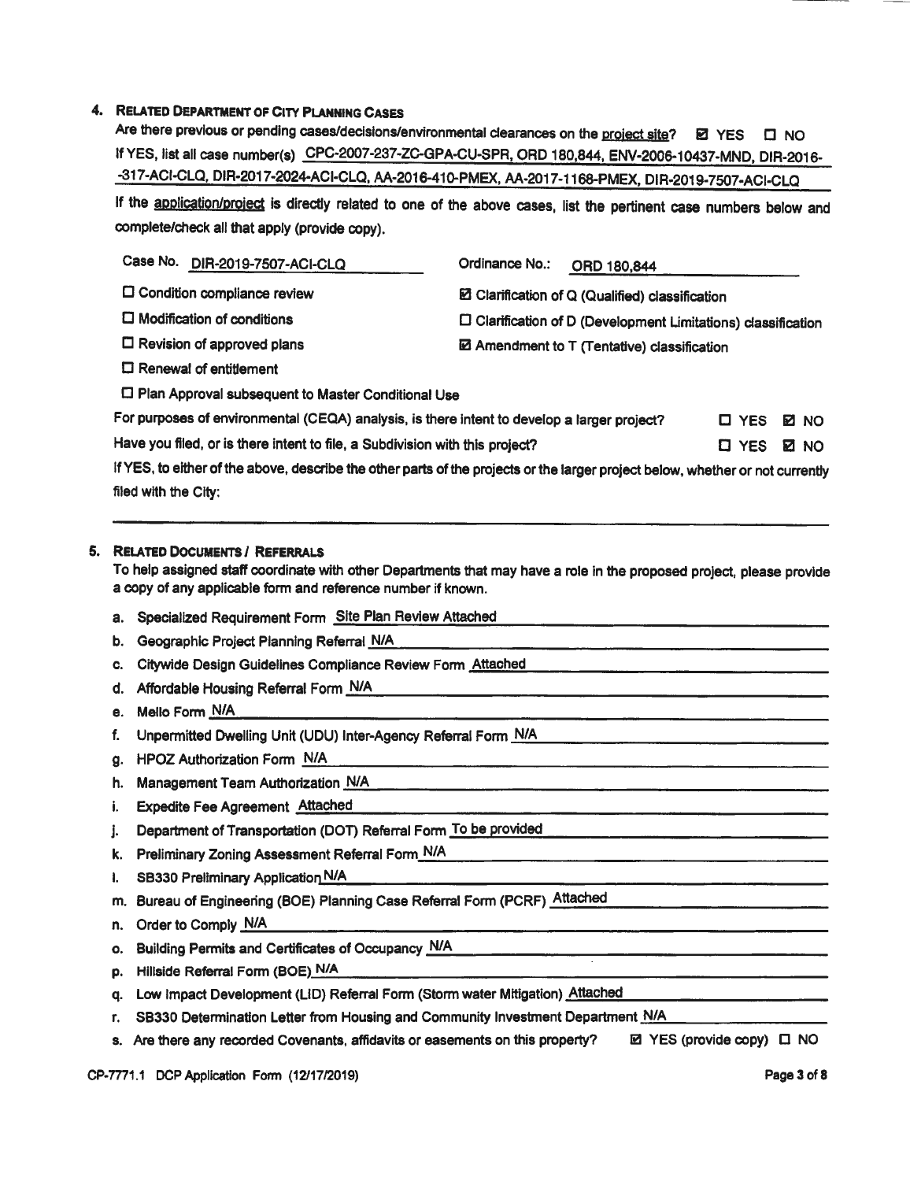## 4. Related Department of City Planning Cases

Are there previous or pending cases/decisions/environmental clearances on the project site? ☑ YES ☐ NO

If YES, list all case number(s) CPC-2007-237-ZC-GPA-CU-SPR, ORD 180,844, ENV-2006-10437-MND, DIR-2016--317-ACI-CLQ, DIR-2017-2024-ACI-CLQ, AA-2016-410-PMEX, AA-2017-1168-PMEX, DIR-2019-7507-ACI-CLQ

If the application/project is directly related to one of the above cases, list the pertinent case numbers below and complete/check all that apply (provide copy).

Case No. DIR-2019-7507-ACI-CLQ

Ordinance No.: ORD 180,844

- ☐ Condition compliance review
- ☐ Modification of conditions
- ☐ Revision of approved plans
- ☐ Renewal of entitlement
- ☐ Plan Approval subsequent to Master Conditional Use
- ☑ Clarification of Q (Qualified) classification
- ☐ Clarification of D (Development Limitations) classification
- ☑ Amendment to T (Tentative) classification

For purposes of environmental (CEQA) analysis, is there intent to develop a larger project? ☐ YES ☑ NO

Have you filed, or is there intent to file, a Subdivision with this project? ☐ YES ☑ NO

If YES, to either of the above, describe the other parts of the projects or the larger project below, whether or not currently filed with the City:

## 5. Related Documents / Referrals

To help assigned staff coordinate with other Departments that may have a role in the proposed project, please provide a copy of any applicable form and reference number if known.

a. Specialized Requirement Form Site Plan Review Attached
b. Geographic Project Planning Referral N/A
c. Citywide Design Guidelines Compliance Review Form Attached
d. Affordable Housing Referral Form N/A
e. Mello Form N/A
f. Unpermitted Dwelling Unit (UDU) Inter-Agency Referral Form N/A
g. HPOZ Authorization Form N/A
h. Management Team Authorization N/A
i. Expedite Fee Agreement Attached
j. Department of Transportation (DOT) Referral Form To be provided
k. Preliminary Zoning Assessment Referral Form N/A
l. SB330 Preliminary Application N/A
m. Bureau of Engineering (BOE) Planning Case Referral Form (PCRF) Attached
n. Order to Comply N/A
o. Building Permits and Certificates of Occupancy N/A
p. Hillside Referral Form (BOE) N/A
q. Low Impact Development (LID) Referral Form (Storm water Mitigation) Attached
r. SB330 Determination Letter from Housing and Community Investment Department N/A
s. Are there any recorded Covenants, affidavits or easements on this property? ☑ YES (provide copy) ☐ NO

CP-7771.1 DCP Application Form (12/17/2019)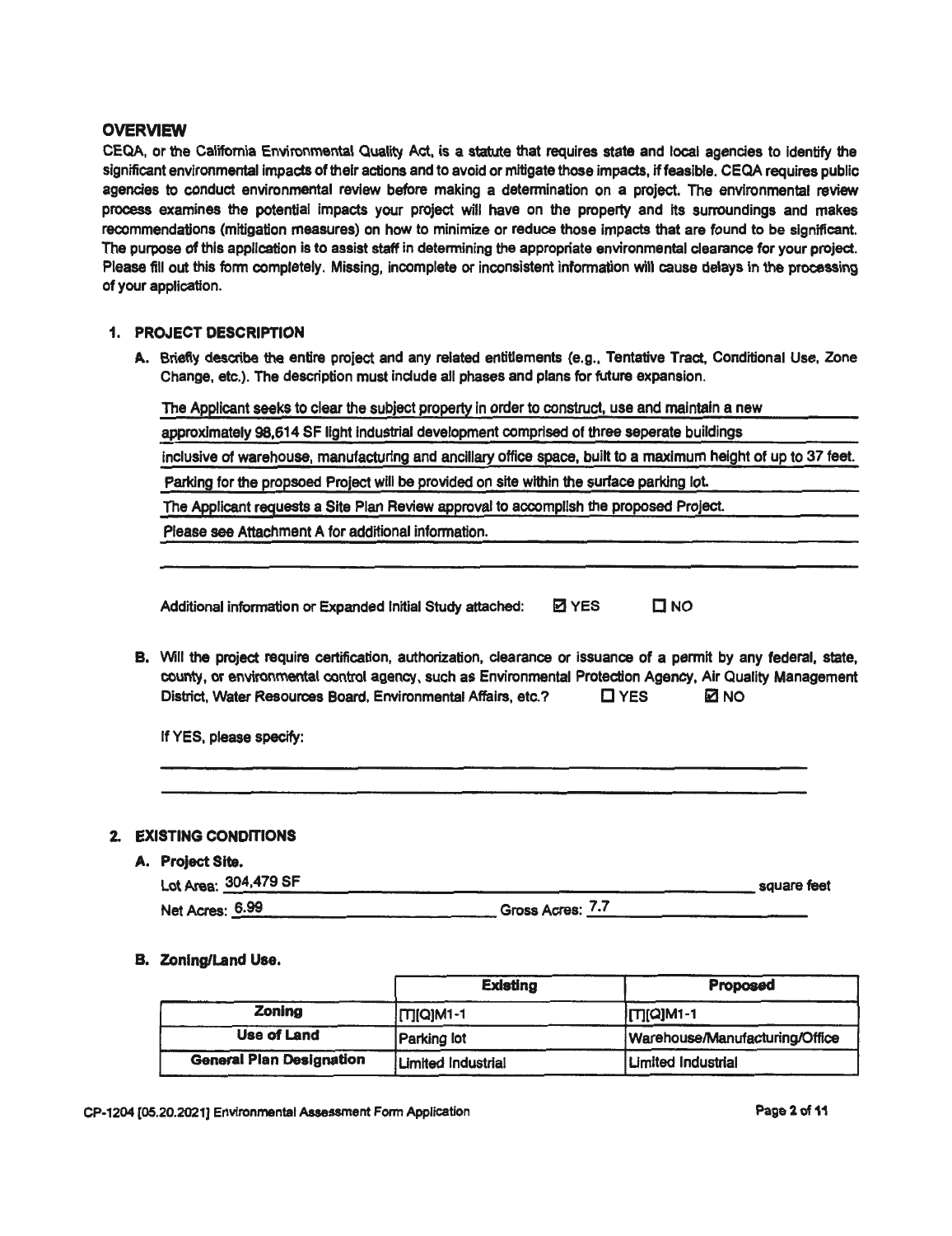## OVERVIEW

CEQA, or the California Environmental Quality Act, is a statute that requires state and local agencies to identify the significant environmental impacts of their actions and to avoid or mitigate those impacts, if feasible. CEQA requires public agencies to conduct environmental review before making a determination on a project. The environmental review process examines the potential impacts your project will have on the property and its surroundings and makes recommendations (mitigation measures) on how to minimize or reduce those impacts that are found to be significant. The purpose of this application is to assist staff in determining the appropriate environmental clearance for your project. Please fill out this form completely. Missing, incomplete or inconsistent information will cause delays in the processing of your application.

### 1. PROJECT DESCRIPTION

**A.** Briefly describe the entire project and any related entitlements (e.g., Tentative Tract, Conditional Use, Zone Change, etc.). The description must include all phases and plans for future expansion.

The Applicant seeks to clear the subject property in order to construct, use and maintain a new approximately 98,614 SF light industrial development comprised of three seperate buildings inclusive of warehouse, manufacturing and ancillary office space, built to a maximum height of up to 37 feet. Parking for the propsoed Project will be provided on site within the surface parking lot.

The Applicant requests a Site Plan Review approval to accomplish the proposed Project.

Please see Attachment A for additional information.

Additional information or Expanded Initial Study attached: ☑ YES ☐ NO

**B.** Will the project require certification, authorization, clearance or issuance of a permit by any federal, state, county, or environmental control agency, such as Environmental Protection Agency, Air Quality Management District, Water Resources Board, Environmental Affairs, etc.? ☐ YES ☑ NO

If YES, please specify:

### 2. EXISTING CONDITIONS

**A. Project Site.**

Lot Area: 304,479 SF square feet

Net Acres: 6.99 Gross Acres: 7.7

**B. Zoning/Land Use.**

| | Existing | Proposed |
|---|---|---|
| **Zoning** | [T][Q]M1-1 | [T][Q]M1-1 |
| **Use of Land** | Parking lot | Warehouse/Manufacturing/Office |
| **General Plan Designation** | Limited Industrial | Limited Industrial |

CP-1204 [05.20.2021] Environmental Assessment Form Application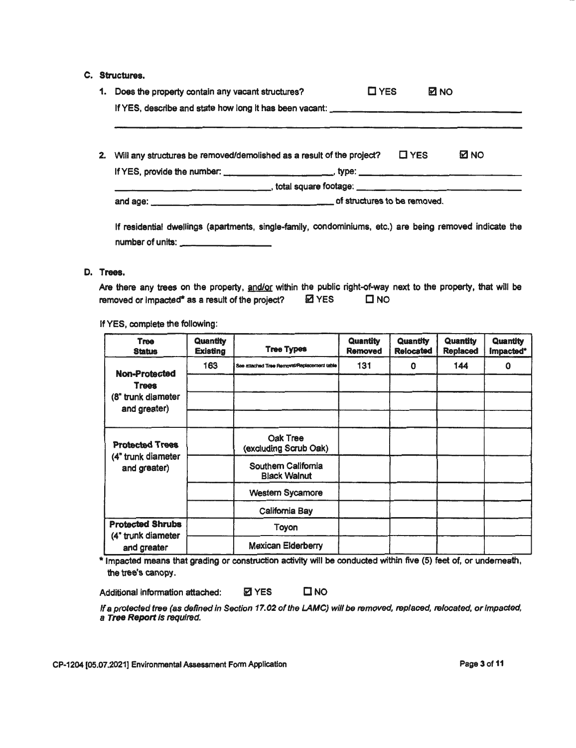## C. Structures.

1. Does the property contain any vacant structures? ☐ YES ☑ NO

   If YES, describe and state how long it has been vacant: ______________________________

2. Will any structures be removed/demolished as a result of the project? ☐ YES ☑ NO

   If YES, provide the number: ____________, type: ____________, total square footage: ____________ and age: ____________ of structures to be removed.

   If residential dwellings (apartments, single-family, condominiums, etc.) are being removed indicate the number of units: ____________

## D. Trees.

Are there any trees on the property, <u>and/or</u> within the public right-of-way next to the property, that will be removed or impacted* as a result of the project? ☑ YES ☐ NO

If YES, complete the following:

| Tree Status | Quantity Existing | Tree Types | Quantity Removed | Quantity Relocated | Quantity Replaced | Quantity Impacted* |
|---|---|---|---|---|---|---|
| **Non-Protected Trees** (8" trunk diameter and greater) | 163 | See attached Tree Removal/Replacement table | 131 | 0 | 144 | 0 |
| | | | | | | |
| | | | | | | |
| | | | | | | |
| **Protected Trees** (4" trunk diameter and greater) | | Oak Tree (excluding Scrub Oak) | | | | |
| | | Southern California Black Walnut | | | | |
| | | Western Sycamore | | | | |
| | | California Bay | | | | |
| **Protected Shrubs** (4" trunk diameter and greater | | Toyon | | | | |
| | | Mexican Elderberry | | | | |

\* Impacted means that grading or construction activity will be conducted within five (5) feet of, or underneath, the tree's canopy.

Additional information attached: ☑ YES ☐ NO

*If a protected tree (as defined in Section 17.02 of the LAMC) will be removed, replaced, relocated, or impacted, a **Tree Report** is required.*

CP-1204 [05.07.2021] Environmental Assessment Form Application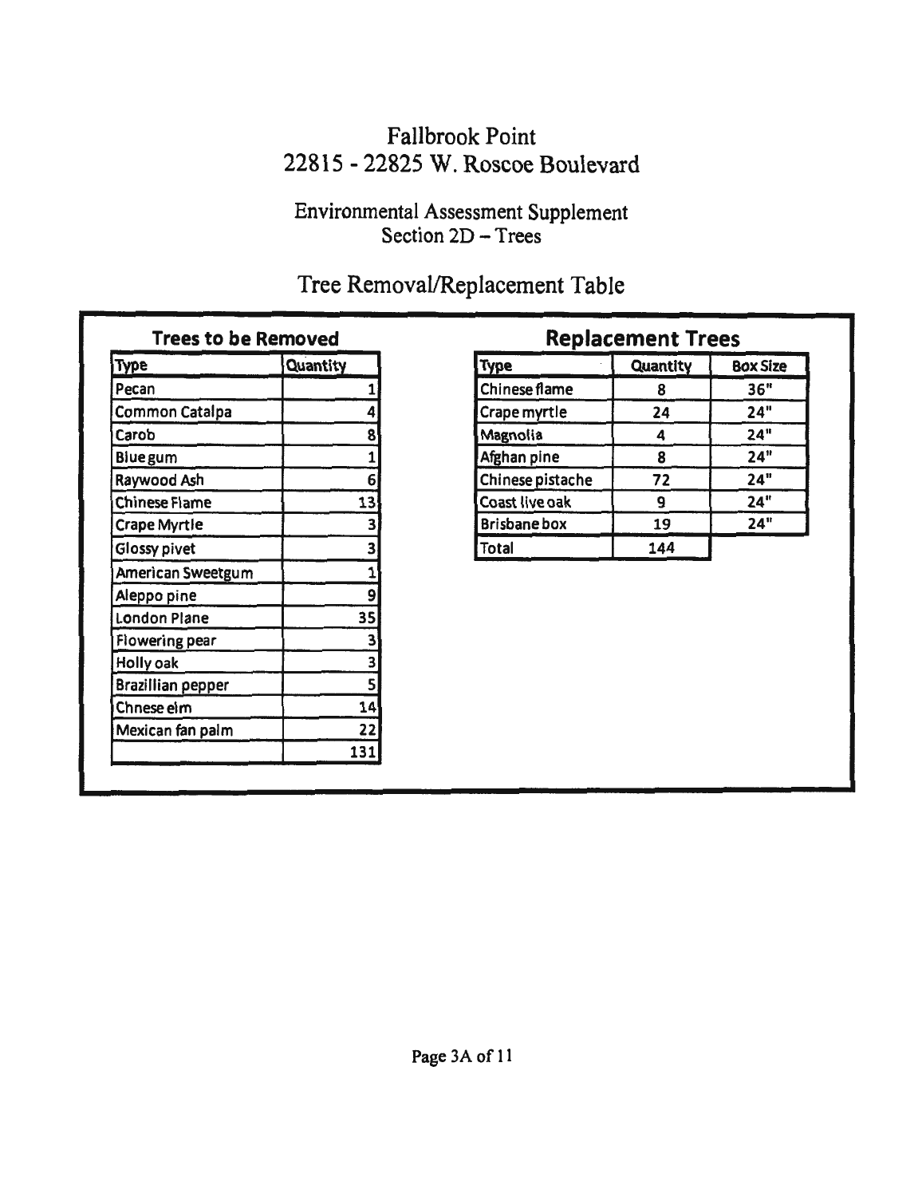# Fallbrook Point
# 22815 - 22825 W. Roscoe Boulevard

## Environmental Assessment Supplement
## Section 2D – Trees

## Tree Removal/Replacement Table

### Trees to be Removed

| Type | Quantity |
|---|---|
| Pecan | 1 |
| Common Catalpa | 4 |
| Carob | 8 |
| Blue gum | 1 |
| Raywood Ash | 6 |
| Chinese Flame | 13 |
| Crape Myrtle | 3 |
| Glossy pivet | 3 |
| American Sweetgum | 1 |
| Aleppo pine | 9 |
| London Plane | 35 |
| Flowering pear | 3 |
| Holly oak | 3 |
| Brazillian pepper | 5 |
| Chnese elm | 14 |
| Mexican fan palm | 22 |
| | 131 |

### Replacement Trees

| Type | Quantity | Box Size |
|---|---|---|
| Chinese flame | 8 | 36" |
| Crape myrtle | 24 | 24" |
| Magnolia | 4 | 24" |
| Afghan pine | 8 | 24" |
| Chinese pistache | 72 | 24" |
| Coast live oak | 9 | 24" |
| Brisbane box | 19 | 24" |
| Total | 144 | |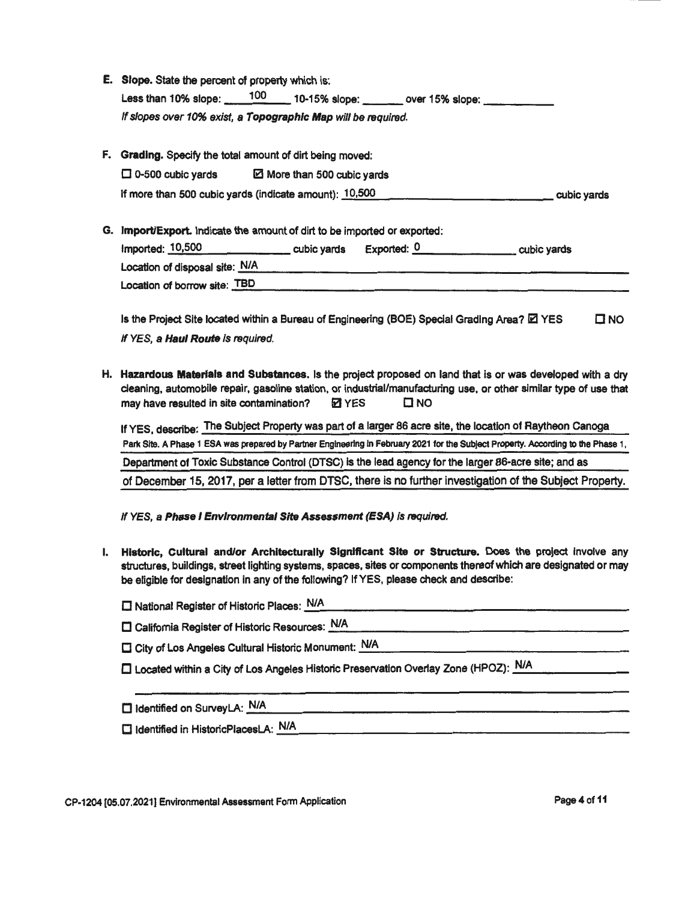**E. Slope.** State the percent of property which is:

Less than 10% slope: 100 10-15% slope: _______ over 15% slope: ___________

*If slopes over 10% exist, a* ***Topographic Map*** *will be required.*

**F. Grading.** Specify the total amount of dirt being moved:

☐ 0-500 cubic yards ☑ More than 500 cubic yards

If more than 500 cubic yards (indicate amount): 10,500 cubic yards

**G. Import/Export.** Indicate the amount of dirt to be imported or exported:

Imported: 10,500 cubic yards Exported: 0 cubic yards

Location of disposal site: N/A

Location of borrow site: TBD

Is the Project Site located within a Bureau of Engineering (BOE) Special Grading Area? ☑ YES ☐ NO

*If YES, a* ***Haul Route*** *is required.*

**H. Hazardous Materials and Substances.** Is the project proposed on land that is or was developed with a dry cleaning, automobile repair, gasoline station, or industrial/manufacturing use, or other similar type of use that may have resulted in site contamination? ☑ YES ☐ NO

If YES, describe: The Subject Property was part of a larger 86 acre site, the location of Raytheon Canoga Park Site. A Phase 1 ESA was prepared by Partner Engineering in February 2021 for the Subject Property. According to the Phase 1, Department of Toxic Substance Control (DTSC) is the lead agency for the larger 86-acre site; and as of December 15, 2017, per a letter from DTSC, there is no further investigation of the Subject Property.

*If YES, a* ***Phase I Environmental Site Assessment (ESA)*** *is required.*

**I. Historic, Cultural and/or Architecturally Significant Site or Structure.** Does the project involve any structures, buildings, street lighting systems, spaces, sites or components thereof which are designated or may be eligible for designation in any of the following? If YES, please check and describe:

☐ National Register of Historic Places: N/A

☐ California Register of Historic Resources: N/A

☐ City of Los Angeles Cultural Historic Monument: N/A

☐ Located within a City of Los Angeles Historic Preservation Overlay Zone (HPOZ): N/A

☐ Identified on SurveyLA: N/A

☐ Identified in HistoricPlacesLA: N/A

CP-1204 [05.07.2021] Environmental Assessment Form Application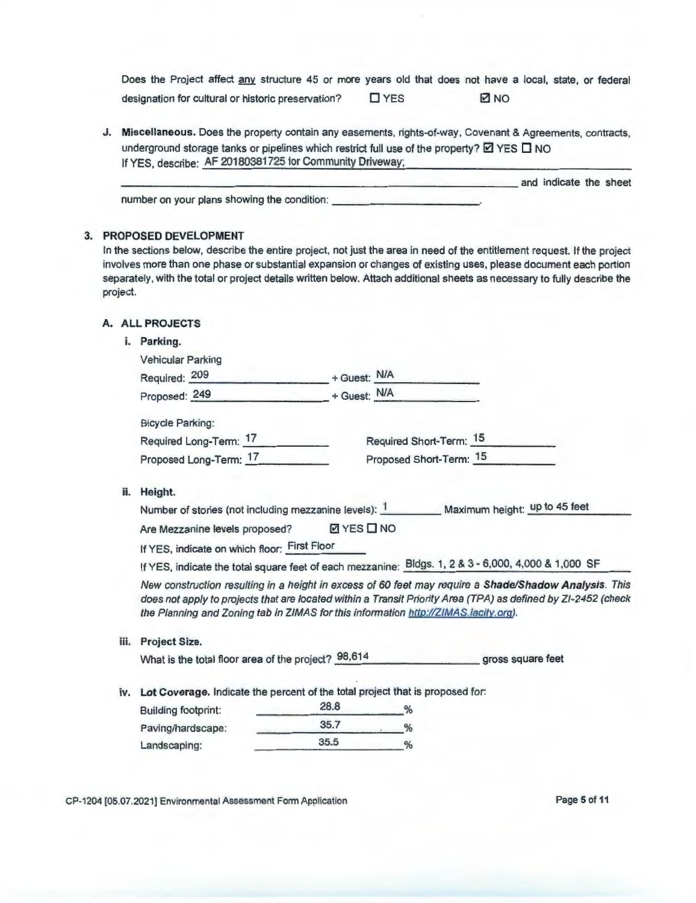Does the Project affect any structure 45 or more years old that does not have a local, state, or federal designation for cultural or historic preservation? ☐ YES ☑ NO

J. **Miscellaneous.** Does the property contain any easements, rights-of-way, Covenant & Agreements, contracts, underground storage tanks or pipelines which restrict full use of the property? ☑ YES ☐ NO
If YES, describe: AF 20180381725 for Community Driveway; ______ and indicate the sheet number on your plans showing the condition: ______.

### 3. PROPOSED DEVELOPMENT

In the sections below, describe the entire project, not just the area in need of the entitlement request. If the project involves more than one phase or substantial expansion or changes of existing uses, please document each portion separately, with the total or project details written below. Attach additional sheets as necessary to fully describe the project.

#### A. ALL PROJECTS

**i. Parking.**

Vehicular Parking

Required: 209 + Guest: N/A

Proposed: 249 + Guest: N/A

Bicycle Parking:

Required Long-Term: 17 Required Short-Term: 15

Proposed Long-Term: 17 Proposed Short-Term: 15

**ii. Height.**

Number of stories (not including mezzanine levels): 1 Maximum height: up to 45 feet

Are Mezzanine levels proposed? ☑ YES ☐ NO

If YES, indicate on which floor: First Floor

If YES, indicate the total square feet of each mezzanine: Bldgs. 1, 2 & 3 - 6,000, 4,000 & 1,000 SF

*New construction resulting in a height in excess of 60 feet may require a* ***Shade/Shadow Analysis****. This does not apply to projects that are located within a Transit Priority Area (TPA) as defined by ZI-2452 (check the Planning and Zoning tab in ZIMAS for this information http://ZIMAS.lacity.org).*

**iii. Project Size.**

What is the total floor area of the project? 98,614 gross square feet

**iv. Lot Coverage.** Indicate the percent of the total project that is proposed for:

Building footprint: 28.8 %

Paving/hardscape: 35.7 %

Landscaping: 35.5 %

CP-1204 [05.07.2021] Environmental Assessment Form Application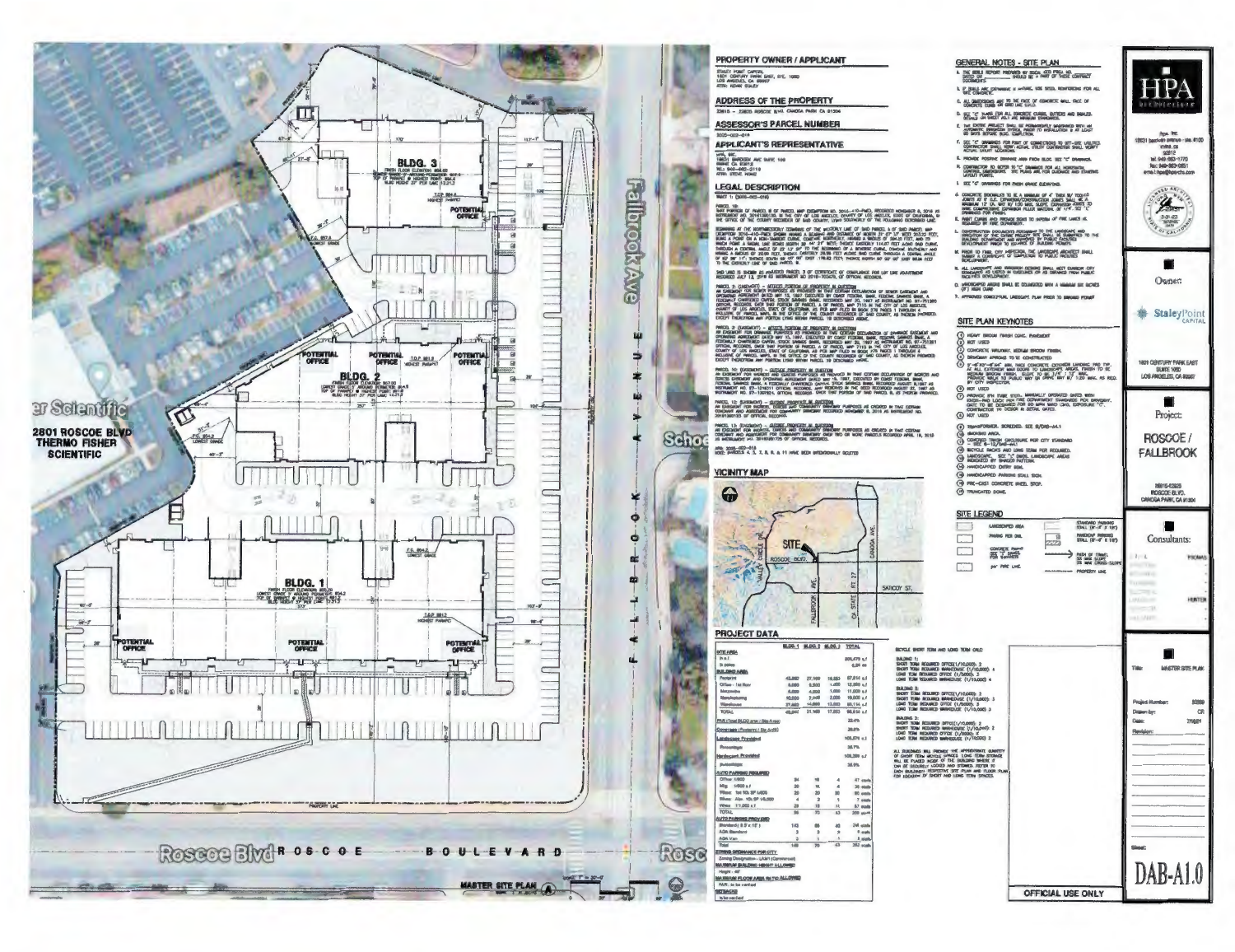# MASTER SITE PLAN

**BLDG. 3**
POTENTIAL OFFICE

**BLDG. 2**
POTENTIAL OFFICE | POTENTIAL OFFICE | POTENTIAL OFFICE

**BLDG. 1**
POTENTIAL OFFICE | POTENTIAL OFFICE | POTENTIAL OFFICE

2801 ROSCOE BLVD
THERMO FISHER SCIENTIFIC

Fallbrook Ave
FALLBROOK AVENUE

Roscoe Blvd
ROSCOE BOULEVARD

PROPERTY LINE

MASTER SITE PLAN

## PROPERTY OWNER / APPLICANT

STALEY POINT CAPITAL
1801 CENTURY PARK EAST, STE. 1050
LOS ANGELES, CA 90067

## ADDRESS OF THE PROPERTY

20815 - 20825 ROSCOE BLVD. CANOGA PARK, CA 91304

## ASSESSOR'S PARCEL NUMBER

2035-002-019

## APPLICANT'S REPRESENTATIVE

HPA, INC.
18831 BARDEEN AVE. SUITE 100
IRVINE CA 92612

## LEGAL DESCRIPTION

## VICINITY MAP

SITE
ROSCOE BLVD.
FALLBROOK AVE.
SATICOY ST.
CANOGA AVE.

## PROJECT DATA

| | BLDG. 1 | BLDG. 2 | BLDG. 3 | TOTAL |
|---|---|---|---|---|
| **SITE AREA** | | | | |
| **BUILDING AREA** | | | | |
| Footprint | | | | |
| Office - 1st floor | | | | |
| Mezzanine | | | | |
| Manufacturing | | | | |
| Warehouse | | | | |
| TOTAL | | | | |
| **FAR (Total BLDG area / Site Area)** | | | | |
| **Coverage (Footprint / Site Area)** | | | | |
| **Landscape Provided** | | | | |
| **Hardscape Provided** | | | | |
| **AUTO PARKING REQUIRED** | | | | |
| TOTAL | | | | |
| **AUTO PARKING PROVIDED** | | | | |
| Standard (8.5' x 18') | 142 | 66 | 40 | 248 stalls |
| ADA Standard | 3 | 3 | 2 | 8 stalls |
| ADA Van | 1 | 1 | 1 | 3 stalls |
| Total | 146 | 70 | 43 | 262 stalls |

**ZONING ORDINANCE PER CITY**
Zoning Designation

**MAXIMUM BUILDING HEIGHT ALLOWED**
Height - 45'

**MAXIMUM FLOOR AREA RATIO ALLOWED**

**SETBACKS**

BICYCLE SHORT TERM AND LONG TERM CALC

BUILDING 1:
SHORT TERM REQUIRED OFFICE (1/10,000): 2
SHORT TERM REQUIRED WAREHOUSE (1/10,000): 2
LONG TERM REQUIRED OFFICE (1/5,000): 2
LONG TERM REQUIRED WAREHOUSE (1/10,000): 4

BUILDING 2:
SHORT TERM REQUIRED OFFICE (1/10,000): 2
SHORT TERM REQUIRED WAREHOUSE (1/10,000): 2
LONG TERM REQUIRED OFFICE (1/5,000): 2
LONG TERM REQUIRED WAREHOUSE (1/10,000): 3

BUILDING 3:
SHORT TERM REQUIRED OFFICE (1/10,000): 2
SHORT TERM REQUIRED WAREHOUSE (1/10,000): 2
LONG TERM REQUIRED OFFICE (1/5,000): 2
LONG TERM REQUIRED WAREHOUSE (1/10,000): 2

ALL BUILDINGS WILL PROVIDE THE APPROPRIATE QUANTITY OF SHORT TERM BICYCLE SPACES. LONG TERM STORAGE WILL BE PLACED INSIDE OF THE BUILDING WHERE IT CAN BE SECURELY LOCKED AND STORED. REFER TO EACH BUILDING'S RESPECTIVE SITE PLAN AND FLOOR PLAN FOR LOCATION OF SHORT AND LONG TERM SPACES.

## GENERAL NOTES - SITE PLAN

## SITE PLAN KEYNOTES

1. HEAVY BROOM FINISH CONC. PAVEMENT
2. NOT USED
3. CONCRETE WALKWAY, MEDIUM BROOM FINISH.
4. DRIVEWAY APPROACH TO BE CONSTRUCTED
5. 
6. NOT USED
7. PROVIDE 8'H TUBE STEEL, MANUALLY OPERATED GATES
8. NOT USED
9. TRANSFORMER.
10. SMOKING AREA.
11. COVERED TRASH ENCLOSURE PER CITY STANDARD
12. BICYCLE RACKS AND LONG TERM BIKE REQUIRED.
13. LANDSCAPE
14. HANDICAPPED ENTRY SIGN.
15. HANDICAPPED PARKING STALL SIGN.
16. PRE-CAST CONCRETE WHEEL STOP.
17. TRUNCATED DOME.

## SITE LEGEND

- LANDSCAPED AREA
- PAVING PER CIVIL
- CONCRETE PAVING
- 24' FIRE LANE
- STANDARD PARKING STALL (9'-0" X 18')
- HANDICAP PARKING STALL
- PATH OF TRAVEL
- PROPERTY LINE

OFFICIAL USE ONLY

**HPA** architecture
hpa, inc.
18831 bardeen avenue - ste. #100
irvine, ca 92612
tel: 949-863-1770
fax: 949-863-0851

Owner:
StaleyPoint CAPITAL
1801 CENTURY PARK EAST
SUITE 1050
LOS ANGELES, CA 90067

Project:
ROSCOE / FALLBROOK
20815-20825 ROSCOE BLVD.
CANOGA PARK, CA 91304

Consultants:

Title: MASTER SITE PLAN

Project Number:
Drawn by: CR
Date:
Revision:

Sheet:
DAB-A1.0